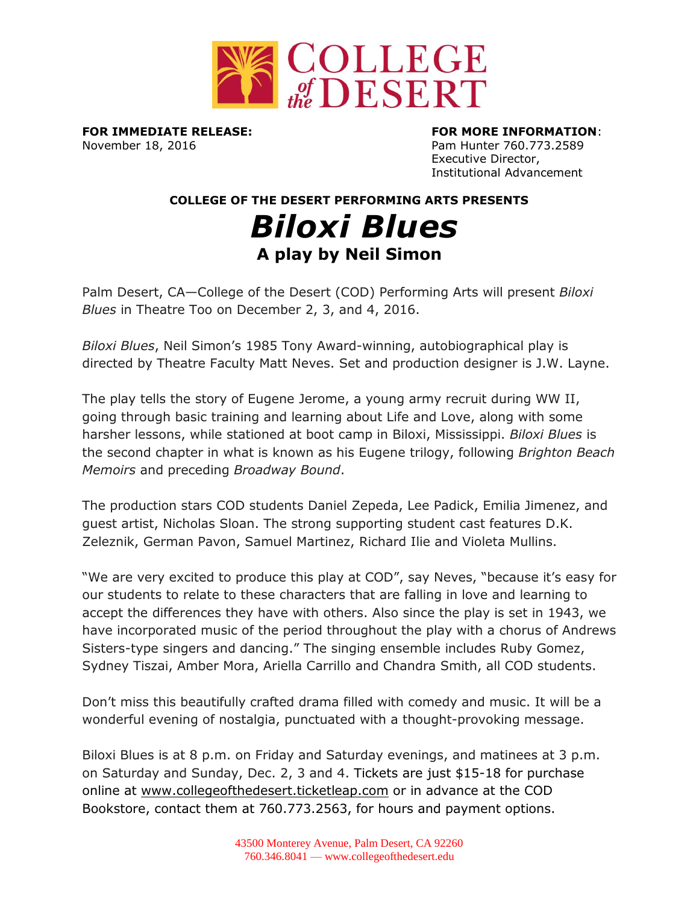COLLEGE of the DESERT

**FOR IMMEDIATE RELEASE:**
November 18, 2016

**FOR MORE INFORMATION**:
Pam Hunter 760.773.2589
Executive Director,
Institutional Advancement

**COLLEGE OF THE DESERT PERFORMING ARTS PRESENTS**

# *Biloxi Blues*

## A play by Neil Simon

Palm Desert, CA—College of the Desert (COD) Performing Arts will present *Biloxi Blues* in Theatre Too on December 2, 3, and 4, 2016.

*Biloxi Blues*, Neil Simon's 1985 Tony Award-winning, autobiographical play is directed by Theatre Faculty Matt Neves. Set and production designer is J.W. Layne.

The play tells the story of Eugene Jerome, a young army recruit during WW II, going through basic training and learning about Life and Love, along with some harsher lessons, while stationed at boot camp in Biloxi, Mississippi. *Biloxi Blues* is the second chapter in what is known as his Eugene trilogy, following *Brighton Beach Memoirs* and preceding *Broadway Bound*.

The production stars COD students Daniel Zepeda, Lee Padick, Emilia Jimenez, and guest artist, Nicholas Sloan. The strong supporting student cast features D.K. Zeleznik, German Pavon, Samuel Martinez, Richard Ilie and Violeta Mullins.

"We are very excited to produce this play at COD", say Neves, "because it's easy for our students to relate to these characters that are falling in love and learning to accept the differences they have with others. Also since the play is set in 1943, we have incorporated music of the period throughout the play with a chorus of Andrews Sisters-type singers and dancing." The singing ensemble includes Ruby Gomez, Sydney Tiszai, Amber Mora, Ariella Carrillo and Chandra Smith, all COD students.

Don't miss this beautifully crafted drama filled with comedy and music. It will be a wonderful evening of nostalgia, punctuated with a thought-provoking message.

Biloxi Blues is at 8 p.m. on Friday and Saturday evenings, and matinees at 3 p.m. on Saturday and Sunday, Dec. 2, 3 and 4. Tickets are just $15-18 for purchase online at www.collegeofthedesert.ticketleap.com or in advance at the COD Bookstore, contact them at 760.773.2563, for hours and payment options.

43500 Monterey Avenue, Palm Desert, CA 92260
760.346.8041 — www.collegeofthedesert.edu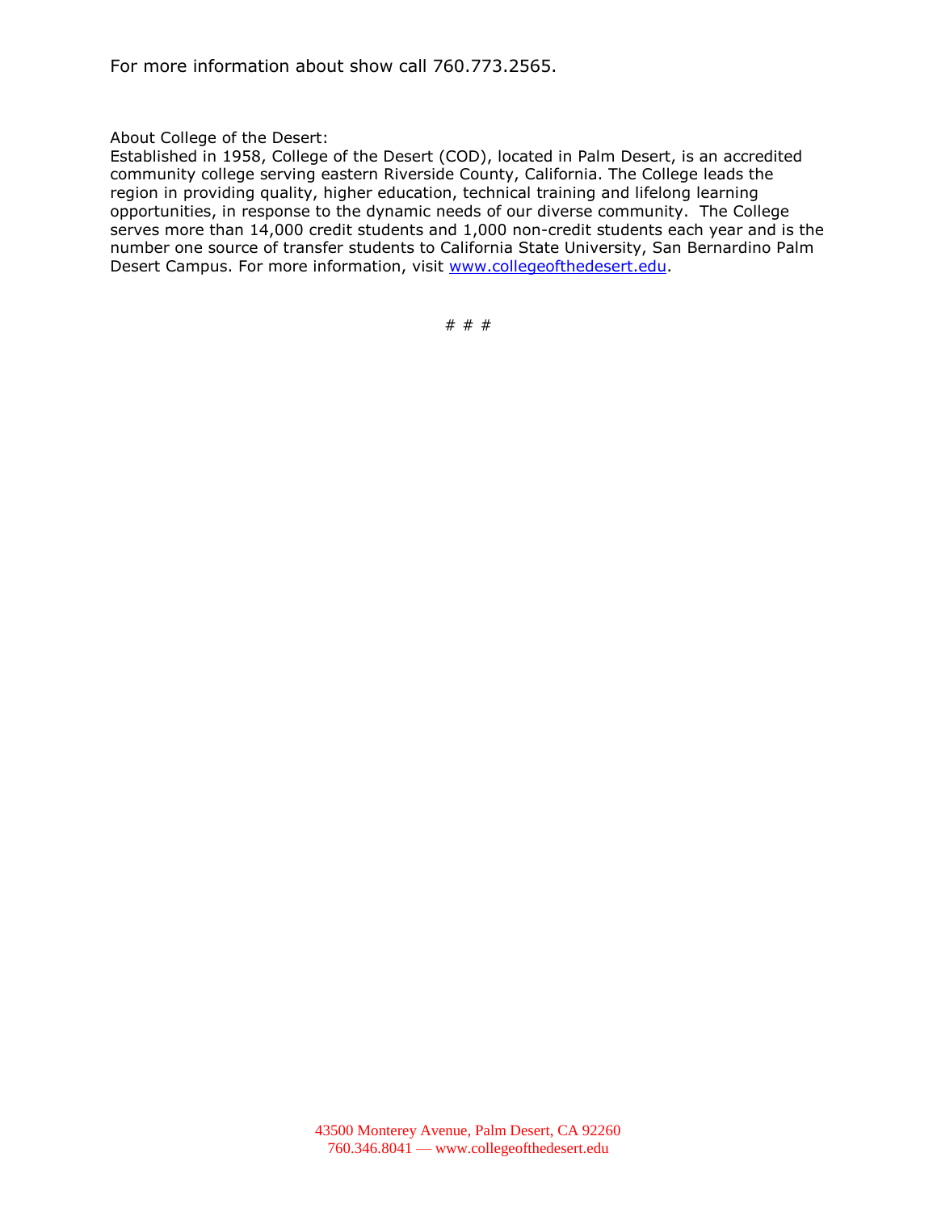For more information about show call 760.773.2565.

About College of the Desert:
Established in 1958, College of the Desert (COD), located in Palm Desert, is an accredited community college serving eastern Riverside County, California. The College leads the region in providing quality, higher education, technical training and lifelong learning opportunities, in response to the dynamic needs of our diverse community. The College serves more than 14,000 credit students and 1,000 non-credit students each year and is the number one source of transfer students to California State University, San Bernardino Palm Desert Campus. For more information, visit [www.collegeofthedesert.edu](http://www.collegeofthedesert.edu).

# # #

43500 Monterey Avenue, Palm Desert, CA 92260
760.346.8041 — www.collegeofthedesert.edu